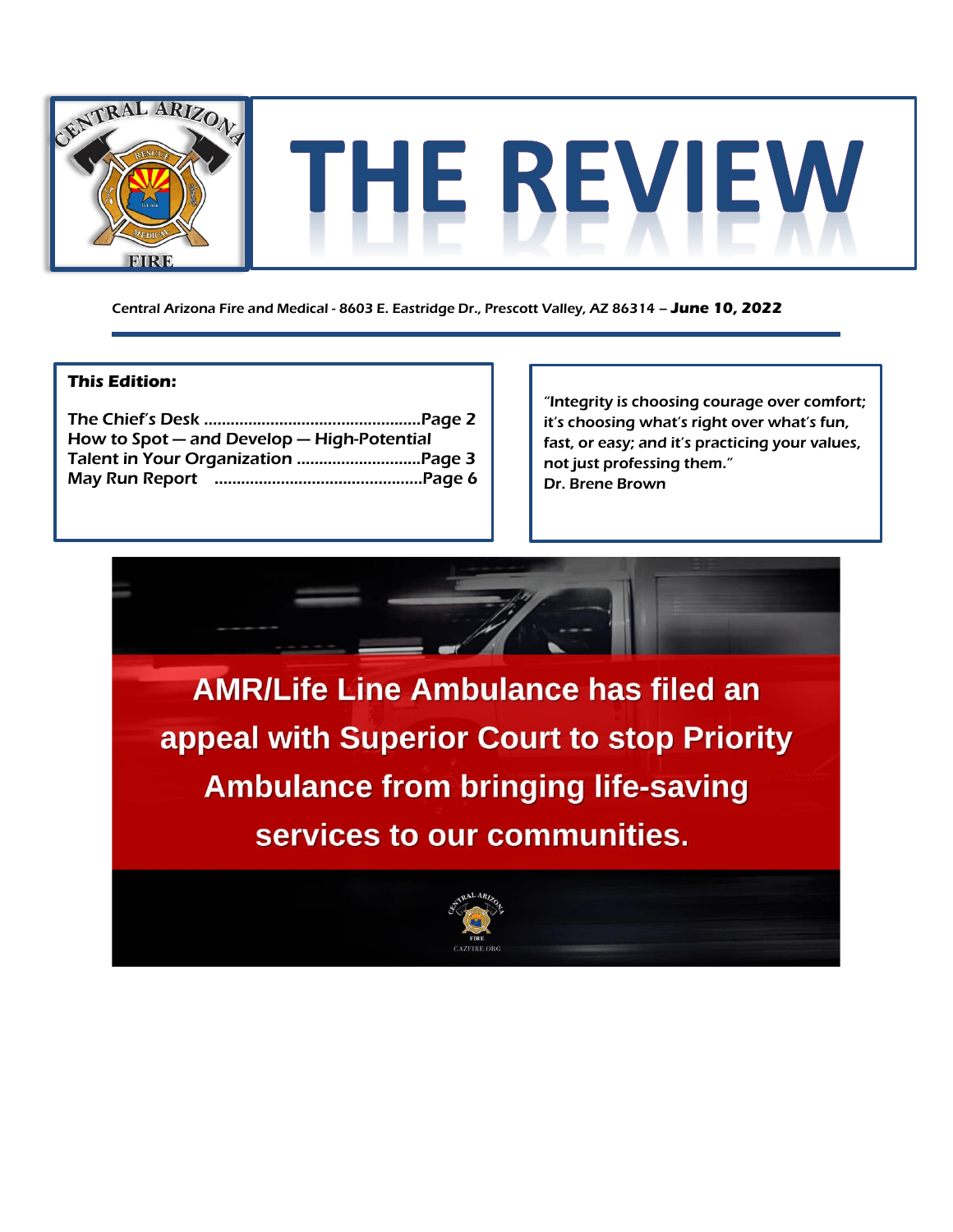# THE REVIEW

Central Arizona Fire and Medical - 8603 E. Eastridge Dr., Prescott Valley, AZ 86314 – **June 10, 2022**

**This Edition:**

The Chief's Desk ................................................Page 2
How to Spot — and Develop — High-Potential Talent in Your Organization ...........................Page 3
May Run Report ..............................................Page 6

"Integrity is choosing courage over comfort; it's choosing what's right over what's fun, fast, or easy; and it's practicing your values, not just professing them."
Dr. Brene Brown

**AMR/Life Line Ambulance has filed an appeal with Superior Court to stop Priority Ambulance from bringing life-saving services to our communities.**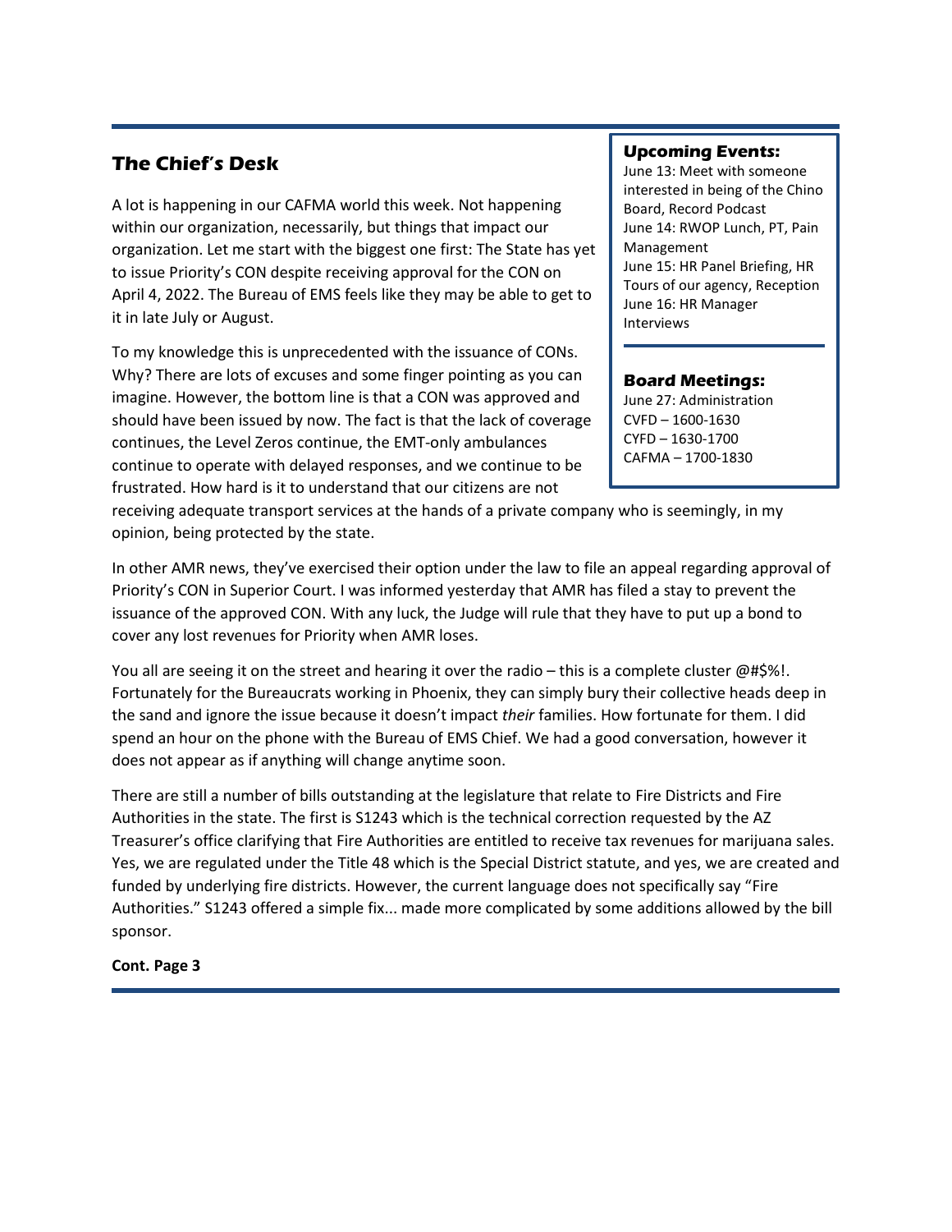## The Chief's Desk

A lot is happening in our CAFMA world this week. Not happening within our organization, necessarily, but things that impact our organization. Let me start with the biggest one first: The State has yet to issue Priority's CON despite receiving approval for the CON on April 4, 2022. The Bureau of EMS feels like they may be able to get to it in late July or August.

To my knowledge this is unprecedented with the issuance of CONs. Why? There are lots of excuses and some finger pointing as you can imagine. However, the bottom line is that a CON was approved and should have been issued by now. The fact is that the lack of coverage continues, the Level Zeros continue, the EMT-only ambulances continue to operate with delayed responses, and we continue to be frustrated. How hard is it to understand that our citizens are not receiving adequate transport services at the hands of a private company who is seemingly, in my opinion, being protected by the state.

In other AMR news, they've exercised their option under the law to file an appeal regarding approval of Priority's CON in Superior Court. I was informed yesterday that AMR has filed a stay to prevent the issuance of the approved CON. With any luck, the Judge will rule that they have to put up a bond to cover any lost revenues for Priority when AMR loses.

You all are seeing it on the street and hearing it over the radio – this is a complete cluster @#$%!. Fortunately for the Bureaucrats working in Phoenix, they can simply bury their collective heads deep in the sand and ignore the issue because it doesn't impact *their* families. How fortunate for them. I did spend an hour on the phone with the Bureau of EMS Chief. We had a good conversation, however it does not appear as if anything will change anytime soon.

There are still a number of bills outstanding at the legislature that relate to Fire Districts and Fire Authorities in the state. The first is S1243 which is the technical correction requested by the AZ Treasurer's office clarifying that Fire Authorities are entitled to receive tax revenues for marijuana sales. Yes, we are regulated under the Title 48 which is the Special District statute, and yes, we are created and funded by underlying fire districts. However, the current language does not specifically say "Fire Authorities." S1243 offered a simple fix... made more complicated by some additions allowed by the bill sponsor.

**Cont. Page 3**

### Upcoming Events:

June 13: Meet with someone interested in being of the Chino Board, Record Podcast
June 14: RWOP Lunch, PT, Pain Management
June 15: HR Panel Briefing, HR Tours of our agency, Reception
June 16: HR Manager Interviews

### Board Meetings:

June 27: Administration
CVFD – 1600-1630
CYFD – 1630-1700
CAFMA – 1700-1830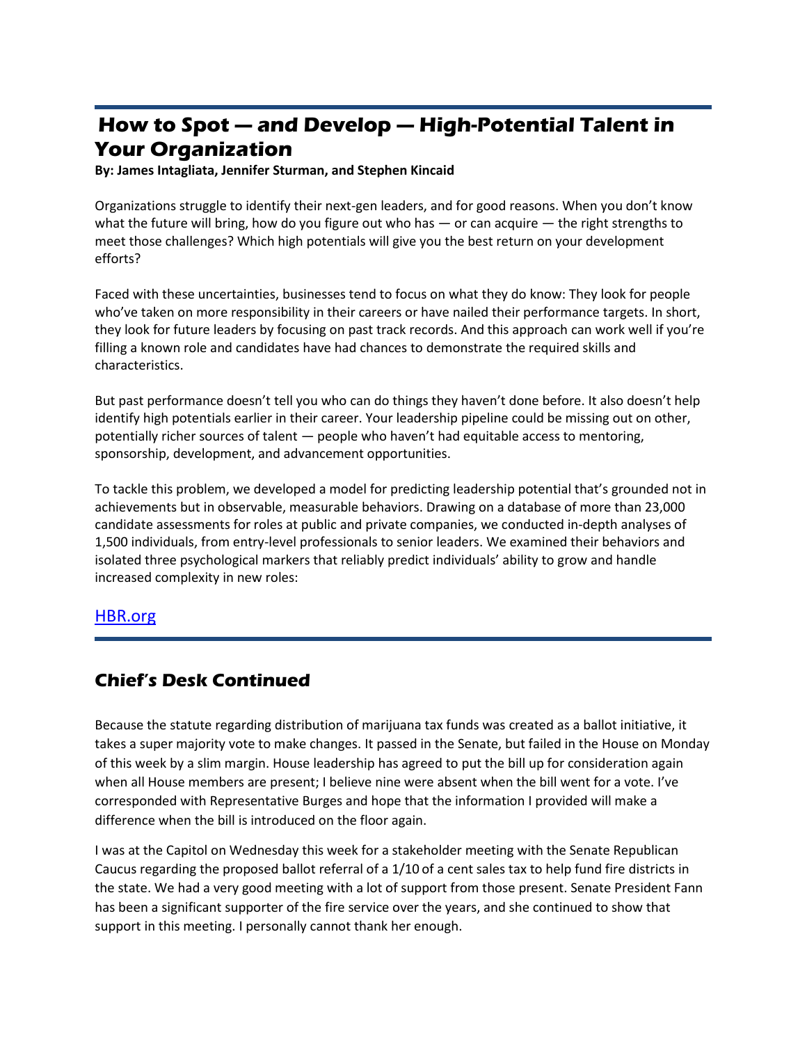## How to Spot — and Develop — High-Potential Talent in Your Organization

**By: James Intagliata, Jennifer Sturman, and Stephen Kincaid**

Organizations struggle to identify their next-gen leaders, and for good reasons. When you don't know what the future will bring, how do you figure out who has — or can acquire — the right strengths to meet those challenges? Which high potentials will give you the best return on your development efforts?

Faced with these uncertainties, businesses tend to focus on what they do know: They look for people who've taken on more responsibility in their careers or have nailed their performance targets. In short, they look for future leaders by focusing on past track records. And this approach can work well if you're filling a known role and candidates have had chances to demonstrate the required skills and characteristics.

But past performance doesn't tell you who can do things they haven't done before. It also doesn't help identify high potentials earlier in their career. Your leadership pipeline could be missing out on other, potentially richer sources of talent — people who haven't had equitable access to mentoring, sponsorship, development, and advancement opportunities.

To tackle this problem, we developed a model for predicting leadership potential that's grounded not in achievements but in observable, measurable behaviors. Drawing on a database of more than 23,000 candidate assessments for roles at public and private companies, we conducted in-depth analyses of 1,500 individuals, from entry-level professionals to senior leaders. We examined their behaviors and isolated three psychological markers that reliably predict individuals' ability to grow and handle increased complexity in new roles:

[HBR.org]

## Chief's Desk Continued

Because the statute regarding distribution of marijuana tax funds was created as a ballot initiative, it takes a super majority vote to make changes. It passed in the Senate, but failed in the House on Monday of this week by a slim margin. House leadership has agreed to put the bill up for consideration again when all House members are present; I believe nine were absent when the bill went for a vote. I've corresponded with Representative Burges and hope that the information I provided will make a difference when the bill is introduced on the floor again.

I was at the Capitol on Wednesday this week for a stakeholder meeting with the Senate Republican Caucus regarding the proposed ballot referral of a 1/10 of a cent sales tax to help fund fire districts in the state. We had a very good meeting with a lot of support from those present. Senate President Fann has been a significant supporter of the fire service over the years, and she continued to show that support in this meeting. I personally cannot thank her enough.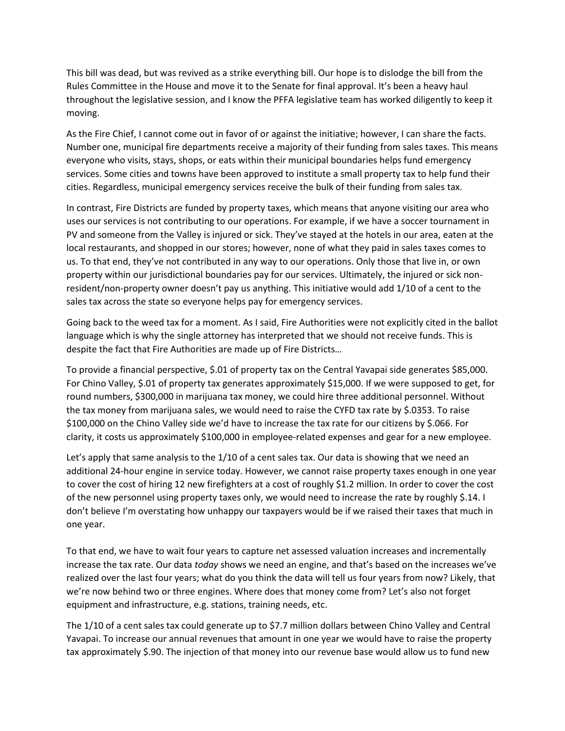This bill was dead, but was revived as a strike everything bill. Our hope is to dislodge the bill from the Rules Committee in the House and move it to the Senate for final approval. It's been a heavy haul throughout the legislative session, and I know the PFFA legislative team has worked diligently to keep it moving.

As the Fire Chief, I cannot come out in favor of or against the initiative; however, I can share the facts. Number one, municipal fire departments receive a majority of their funding from sales taxes. This means everyone who visits, stays, shops, or eats within their municipal boundaries helps fund emergency services. Some cities and towns have been approved to institute a small property tax to help fund their cities. Regardless, municipal emergency services receive the bulk of their funding from sales tax.

In contrast, Fire Districts are funded by property taxes, which means that anyone visiting our area who uses our services is not contributing to our operations. For example, if we have a soccer tournament in PV and someone from the Valley is injured or sick. They've stayed at the hotels in our area, eaten at the local restaurants, and shopped in our stores; however, none of what they paid in sales taxes comes to us. To that end, they've not contributed in any way to our operations. Only those that live in, or own property within our jurisdictional boundaries pay for our services. Ultimately, the injured or sick non-resident/non-property owner doesn't pay us anything. This initiative would add 1/10 of a cent to the sales tax across the state so everyone helps pay for emergency services.

Going back to the weed tax for a moment. As I said, Fire Authorities were not explicitly cited in the ballot language which is why the single attorney has interpreted that we should not receive funds. This is despite the fact that Fire Authorities are made up of Fire Districts…

To provide a financial perspective, $.01 of property tax on the Central Yavapai side generates $85,000. For Chino Valley, $.01 of property tax generates approximately $15,000. If we were supposed to get, for round numbers, $300,000 in marijuana tax money, we could hire three additional personnel. Without the tax money from marijuana sales, we would need to raise the CYFD tax rate by $.0353. To raise $100,000 on the Chino Valley side we'd have to increase the tax rate for our citizens by $.066. For clarity, it costs us approximately $100,000 in employee-related expenses and gear for a new employee.

Let's apply that same analysis to the 1/10 of a cent sales tax. Our data is showing that we need an additional 24-hour engine in service today. However, we cannot raise property taxes enough in one year to cover the cost of hiring 12 new firefighters at a cost of roughly $1.2 million. In order to cover the cost of the new personnel using property taxes only, we would need to increase the rate by roughly $.14. I don't believe I'm overstating how unhappy our taxpayers would be if we raised their taxes that much in one year.

To that end, we have to wait four years to capture net assessed valuation increases and incrementally increase the tax rate. Our data *today* shows we need an engine, and that's based on the increases we've realized over the last four years; what do you think the data will tell us four years from now? Likely, that we're now behind two or three engines. Where does that money come from? Let's also not forget equipment and infrastructure, e.g. stations, training needs, etc.

The 1/10 of a cent sales tax could generate up to $7.7 million dollars between Chino Valley and Central Yavapai. To increase our annual revenues that amount in one year we would have to raise the property tax approximately $.90. The injection of that money into our revenue base would allow us to fund new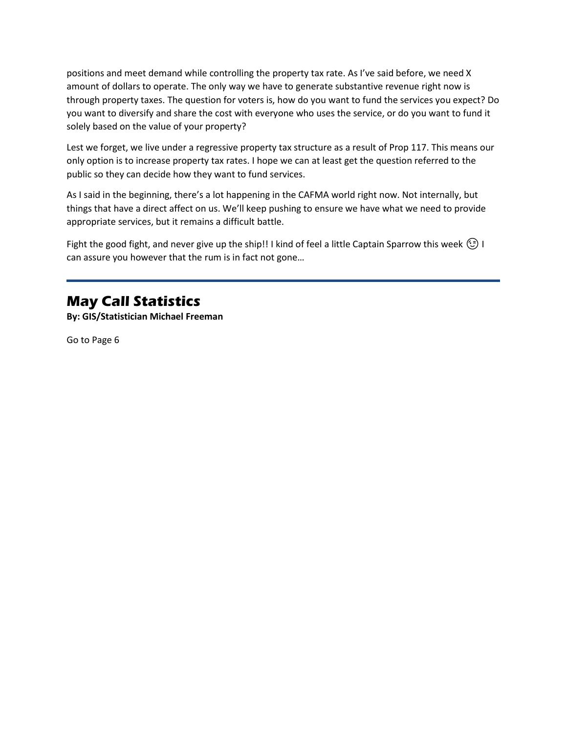positions and meet demand while controlling the property tax rate. As I've said before, we need X amount of dollars to operate. The only way we have to generate substantive revenue right now is through property taxes. The question for voters is, how do you want to fund the services you expect? Do you want to diversify and share the cost with everyone who uses the service, or do you want to fund it solely based on the value of your property?

Lest we forget, we live under a regressive property tax structure as a result of Prop 117. This means our only option is to increase property tax rates. I hope we can at least get the question referred to the public so they can decide how they want to fund services.

As I said in the beginning, there's a lot happening in the CAFMA world right now. Not internally, but things that have a direct affect on us. We'll keep pushing to ensure we have what we need to provide appropriate services, but it remains a difficult battle.

Fight the good fight, and never give up the ship!! I kind of feel a little Captain Sparrow this week 😉 I can assure you however that the rum is in fact not gone…

---

## May Call Statistics

**By: GIS/Statistician Michael Freeman**

Go to Page 6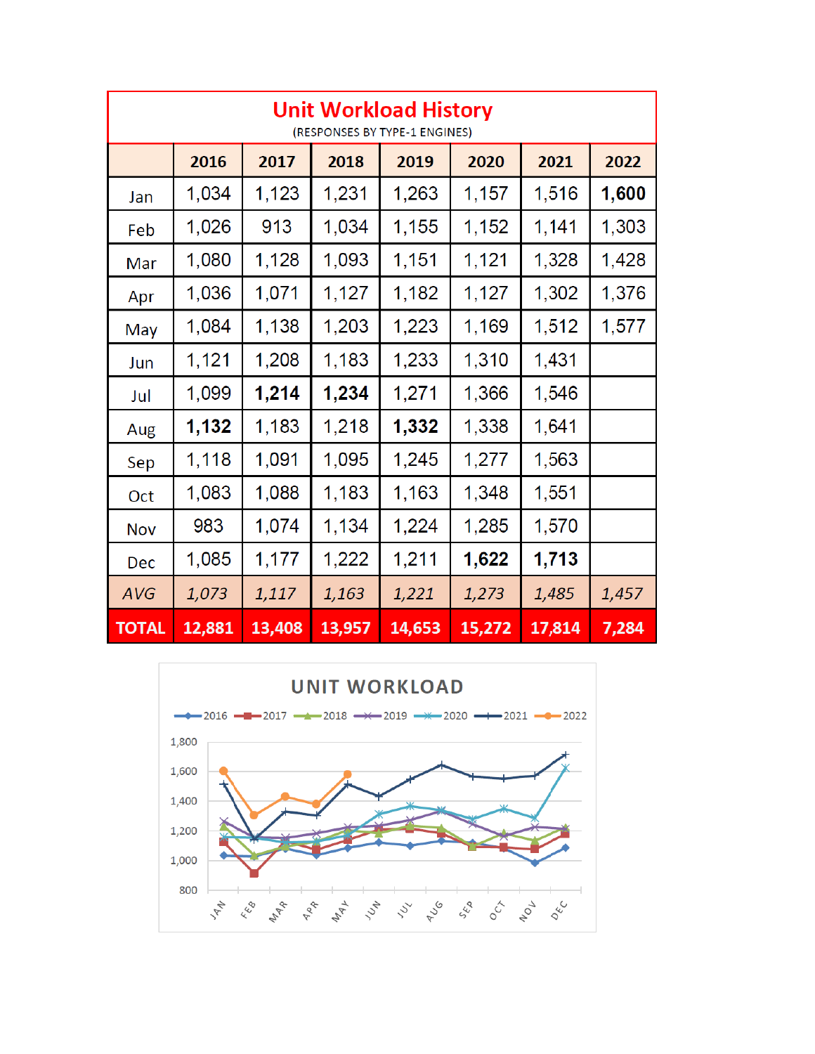# Unit Workload History

(RESPONSES BY TYPE-1 ENGINES)

| | 2016 | 2017 | 2018 | 2019 | 2020 | 2021 | 2022 |
|---|---|---|---|---|---|---|---|
| Jan | 1,034 | 1,123 | 1,231 | 1,263 | 1,157 | 1,516 | **1,600** |
| Feb | 1,026 | 913 | 1,034 | 1,155 | 1,152 | 1,141 | 1,303 |
| Mar | 1,080 | 1,128 | 1,093 | 1,151 | 1,121 | 1,328 | 1,428 |
| Apr | 1,036 | 1,071 | 1,127 | 1,182 | 1,127 | 1,302 | 1,376 |
| May | 1,084 | 1,138 | 1,203 | 1,223 | 1,169 | 1,512 | 1,577 |
| Jun | 1,121 | 1,208 | 1,183 | 1,233 | 1,310 | 1,431 | |
| Jul | 1,099 | **1,214** | **1,234** | 1,271 | 1,366 | 1,546 | |
| Aug | **1,132** | 1,183 | 1,218 | **1,332** | 1,338 | 1,641 | |
| Sep | 1,118 | 1,091 | 1,095 | 1,245 | 1,277 | 1,563 | |
| Oct | 1,083 | 1,088 | 1,183 | 1,163 | 1,348 | 1,551 | |
| Nov | 983 | 1,074 | 1,134 | 1,224 | 1,285 | 1,570 | |
| Dec | 1,085 | 1,177 | 1,222 | 1,211 | **1,622** | **1,713** | |
| *AVG* | *1,073* | *1,117* | *1,163* | *1,221* | *1,273* | *1,485* | *1,457* |
| **TOTAL** | **12,881** | **13,408** | **13,957** | **14,653** | **15,272** | **17,814** | **7,284** |

## UNIT WORKLOAD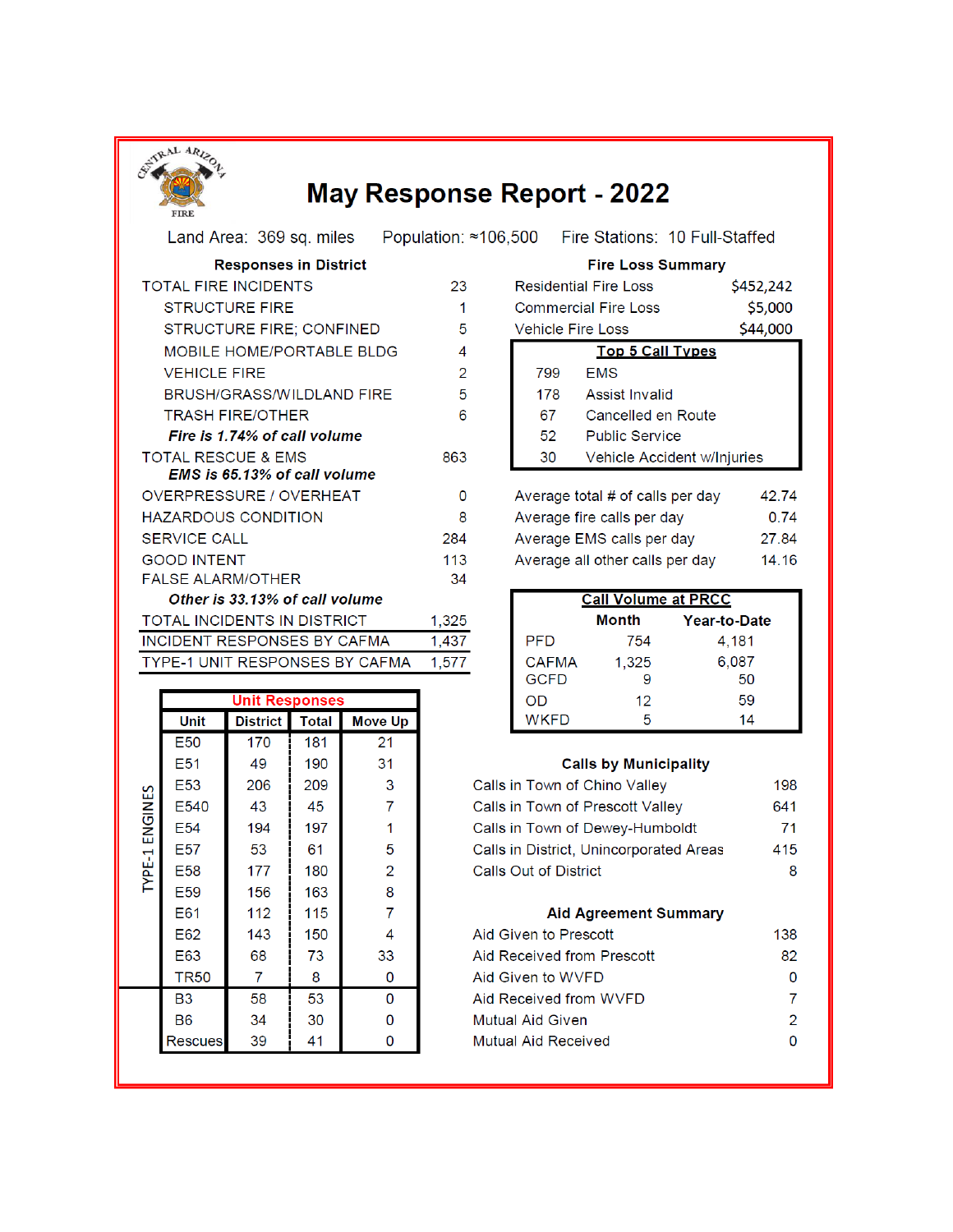# May Response Report - 2022

Land Area: 369 sq. miles Population: ≈106,500 Fire Stations: 10 Full-Staffed

## Responses in District

| | |
|---|---|
| TOTAL FIRE INCIDENTS | 23 |
| STRUCTURE FIRE | 1 |
| STRUCTURE FIRE; CONFINED | 5 |
| MOBILE HOME/PORTABLE BLDG | 4 |
| VEHICLE FIRE | 2 |
| BRUSH/GRASS/WILDLAND FIRE | 5 |
| TRASH FIRE/OTHER | 6 |
| ***Fire is 1.74% of call volume*** | |
| TOTAL RESCUE & EMS | 863 |
| ***EMS is 65.13% of call volume*** | |
| OVERPRESSURE / OVERHEAT | 0 |
| HAZARDOUS CONDITION | 8 |
| SERVICE CALL | 284 |
| GOOD INTENT | 113 |
| FALSE ALARM/OTHER | 34 |
| ***Other is 33.13% of call volume*** | |
| TOTAL INCIDENTS IN DISTRICT | 1,325 |
| INCIDENT RESPONSES BY CAFMA | 1,437 |
| TYPE-1 UNIT RESPONSES BY CAFMA | 1,577 |

## Unit Responses

| | Unit | District | Total | Move Up |
|---|---|---|---|---|
| TYPE-1 ENGINES | E50 | 170 | 181 | 21 |
| | E51 | 49 | 190 | 31 |
| | E53 | 206 | 209 | 3 |
| | E540 | 43 | 45 | 7 |
| | E54 | 194 | 197 | 1 |
| | E57 | 53 | 61 | 5 |
| | E58 | 177 | 180 | 2 |
| | E59 | 156 | 163 | 8 |
| | E61 | 112 | 115 | 7 |
| | E62 | 143 | 150 | 4 |
| | E63 | 68 | 73 | 33 |
| | TR50 | 7 | 8 | 0 |
| | B3 | 58 | 53 | 0 |
| | B6 | 34 | 30 | 0 |
| | Rescues | 39 | 41 | 0 |

## Fire Loss Summary

| | |
|---|---|
| Residential Fire Loss | $452,242 |
| Commercial Fire Loss | $5,000 |
| Vehicle Fire Loss | $44,000 |

### Top 5 Call Types

| | |
|---|---|
| 799 | EMS |
| 178 | Assist Invalid |
| 67 | Cancelled en Route |
| 52 | Public Service |
| 30 | Vehicle Accident w/Injuries |

| | |
|---|---|
| Average total # of calls per day | 42.74 |
| Average fire calls per day | 0.74 |
| Average EMS calls per day | 27.84 |
| Average all other calls per day | 14.16 |

### Call Volume at PRCC

| | Month | Year-to-Date |
|---|---|---|
| PFD | 754 | 4,181 |
| CAFMA | 1,325 | 6,087 |
| GCFD | 9 | 50 |
| OD | 12 | 59 |
| WKFD | 5 | 14 |

## Calls by Municipality

| | |
|---|---|
| Calls in Town of Chino Valley | 198 |
| Calls in Town of Prescott Valley | 641 |
| Calls in Town of Dewey-Humboldt | 71 |
| Calls in District, Unincorporated Areas | 415 |
| Calls Out of District | 8 |

## Aid Agreement Summary

| | |
|---|---|
| Aid Given to Prescott | 138 |
| Aid Received from Prescott | 82 |
| Aid Given to WVFD | 0 |
| Aid Received from WVFD | 7 |
| Mutual Aid Given | 2 |
| Mutual Aid Received | 0 |